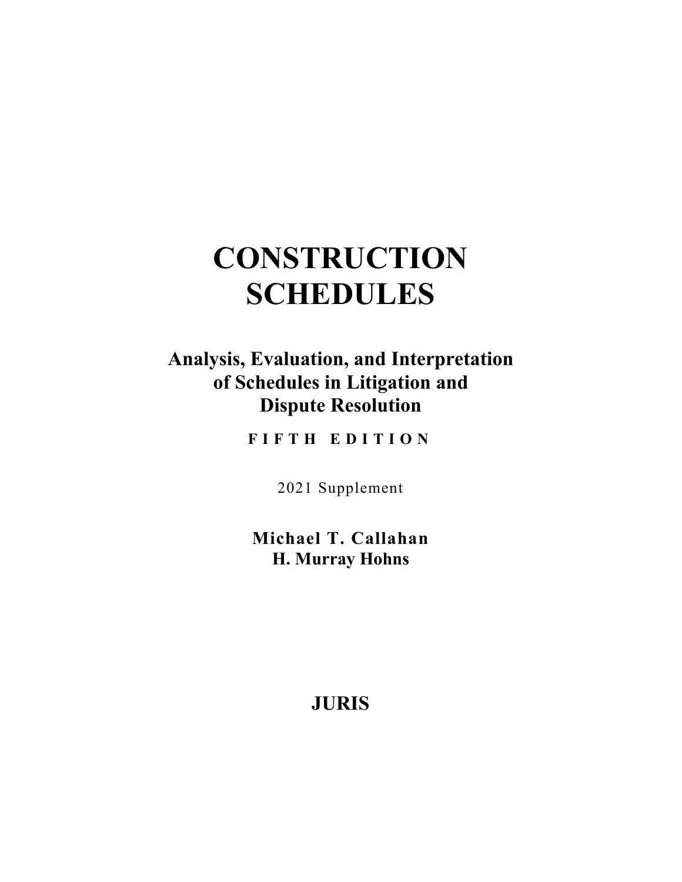# CONSTRUCTION SCHEDULES

## Analysis, Evaluation, and Interpretation of Schedules in Litigation and Dispute Resolution

**FIFTH EDITION**

2021 Supplement

**Michael T. Callahan**
**H. Murray Hohns**

**JURIS**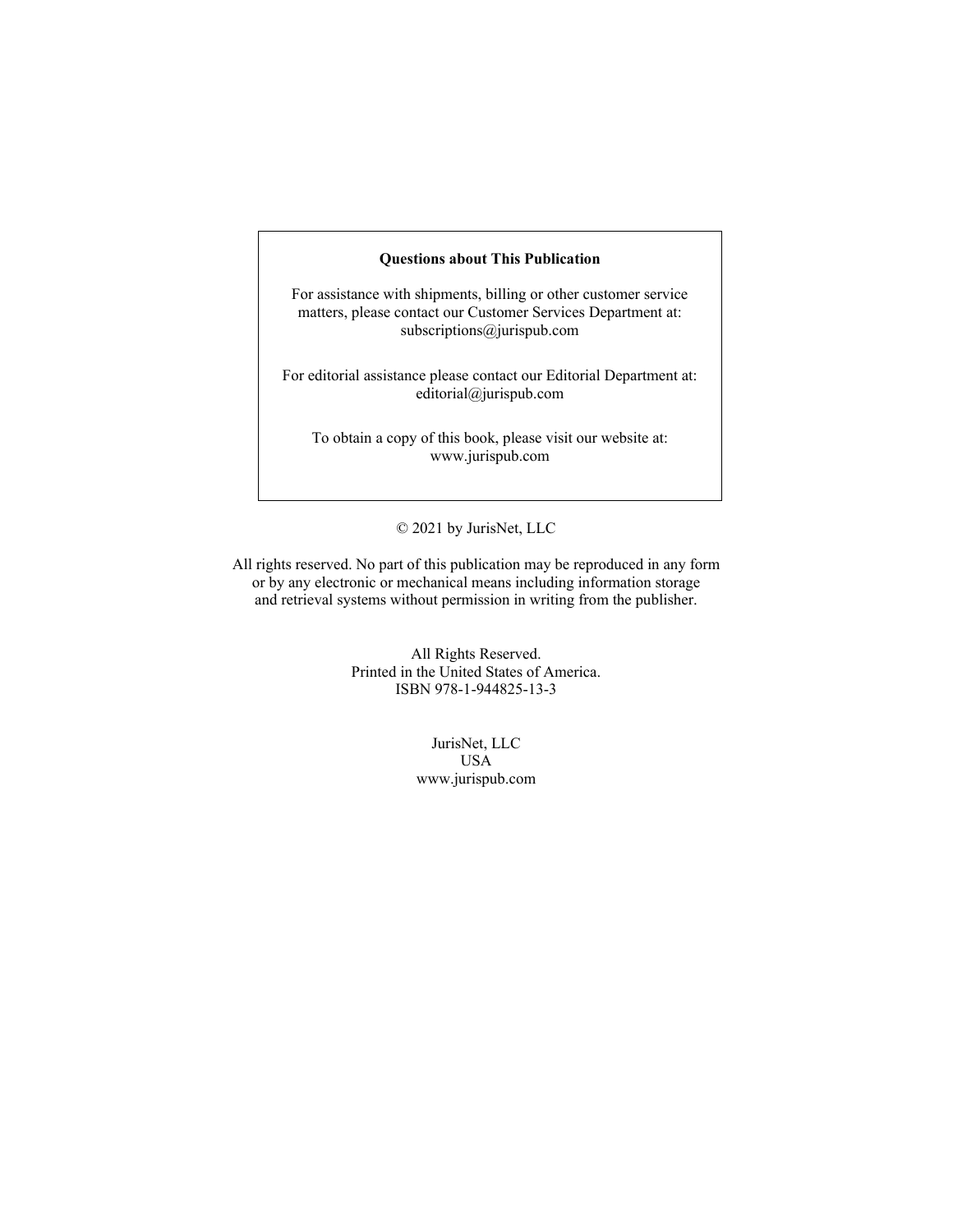**Questions about This Publication**

For assistance with shipments, billing or other customer service matters, please contact our Customer Services Department at: subscriptions@jurispub.com

For editorial assistance please contact our Editorial Department at: editorial@jurispub.com

To obtain a copy of this book, please visit our website at: www.jurispub.com

© 2021 by JurisNet, LLC

All rights reserved. No part of this publication may be reproduced in any form or by any electronic or mechanical means including information storage and retrieval systems without permission in writing from the publisher.

All Rights Reserved.
Printed in the United States of America.
ISBN 978-1-944825-13-3

JurisNet, LLC
USA
www.jurispub.com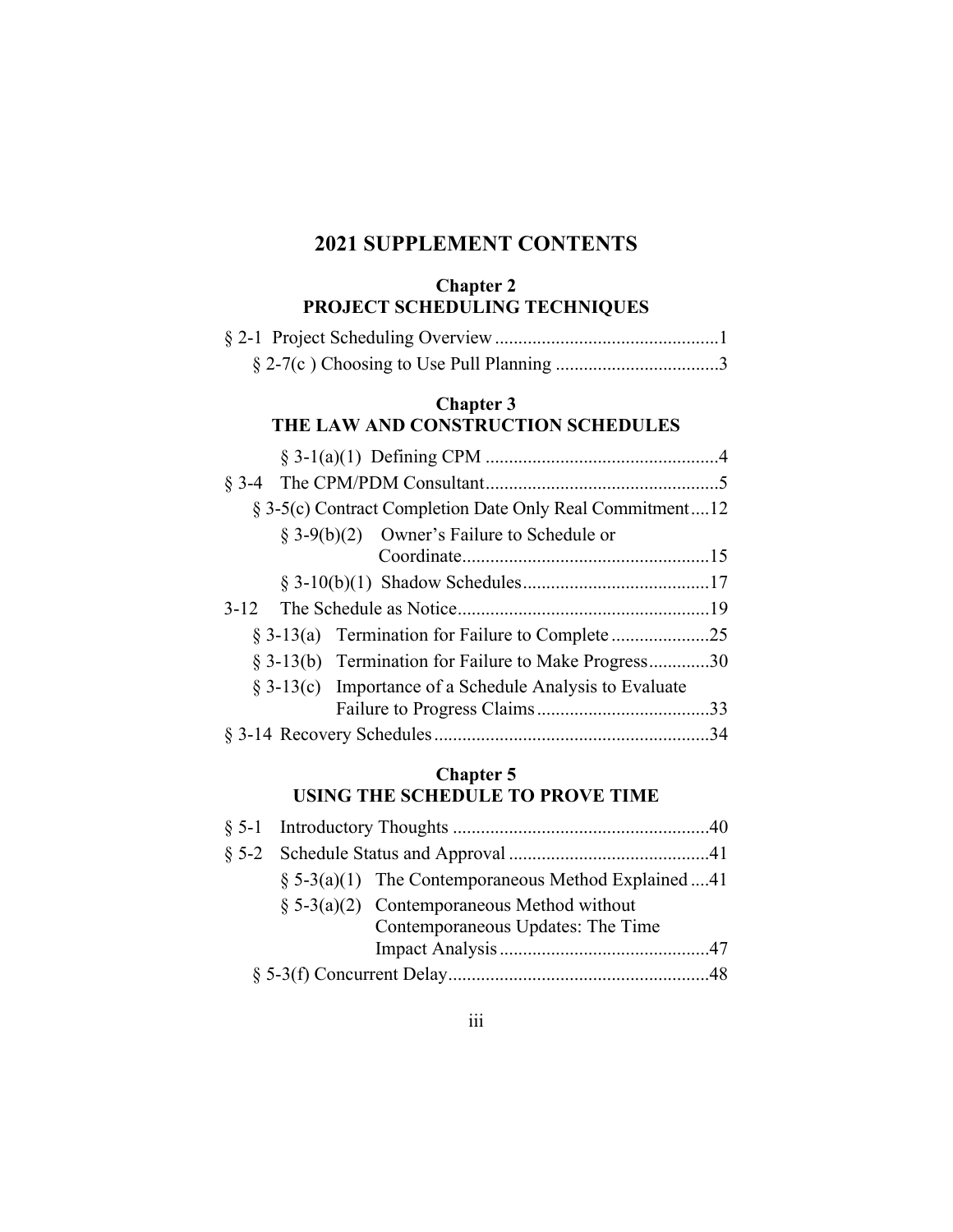# 2021 SUPPLEMENT CONTENTS

## Chapter 2
## PROJECT SCHEDULING TECHNIQUES

§ 2-1 Project Scheduling Overview ................................................1

§ 2-7(c ) Choosing to Use Pull Planning ..................................3

## Chapter 3
## THE LAW AND CONSTRUCTION SCHEDULES

§ 3-1(a)(1) Defining CPM ..................................................4

§ 3-4 The CPM/PDM Consultant..................................................5

§ 3-5(c) Contract Completion Date Only Real Commitment....12

§ 3-9(b)(2) Owner's Failure to Schedule or Coordinate.....................................................15

§ 3-10(b)(1) Shadow Schedules........................................17

3-12 The Schedule as Notice......................................................19

§ 3-13(a) Termination for Failure to Complete .....................25

§ 3-13(b) Termination for Failure to Make Progress.............30

§ 3-13(c) Importance of a Schedule Analysis to Evaluate Failure to Progress Claims.....................................33

§ 3-14 Recovery Schedules...........................................................34

## Chapter 5
## USING THE SCHEDULE TO PROVE TIME

§ 5-1 Introductory Thoughts .......................................................40

§ 5-2 Schedule Status and Approval ...........................................41

§ 5-3(a)(1) The Contemporaneous Method Explained ....41

§ 5-3(a)(2) Contemporaneous Method without Contemporaneous Updates: The Time Impact Analysis .............................................47

§ 5-3(f) Concurrent Delay........................................................48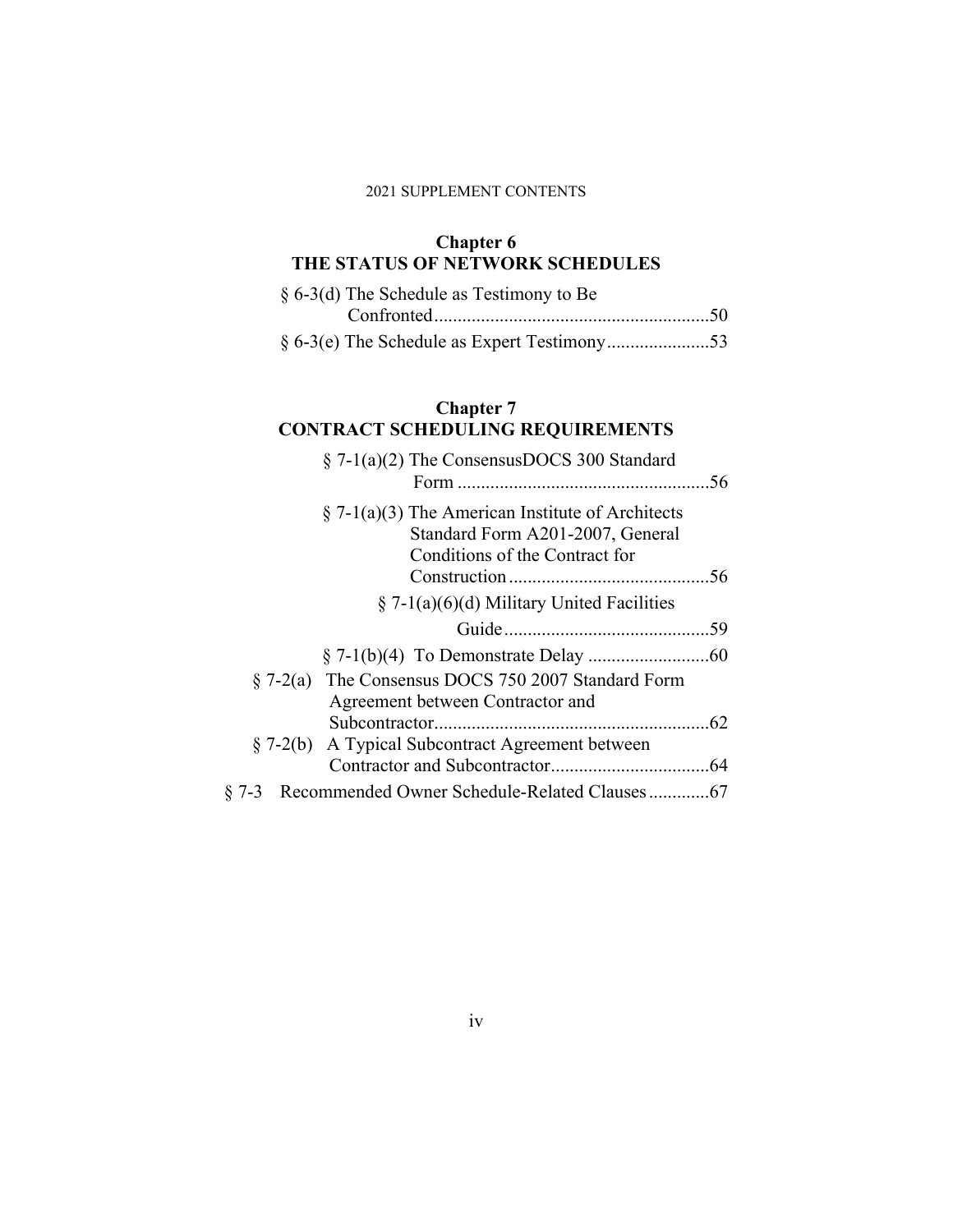2021 SUPPLEMENT CONTENTS

## Chapter 6
## THE STATUS OF NETWORK SCHEDULES

§ 6-3(d) The Schedule as Testimony to Be Confronted ....................................................50

§ 6-3(e) The Schedule as Expert Testimony......................53

## Chapter 7
## CONTRACT SCHEDULING REQUIREMENTS

§ 7-1(a)(2) The ConsensusDOCS 300 Standard Form ......................................................56

§ 7-1(a)(3) The American Institute of Architects Standard Form A201-2007, General Conditions of the Contract for Construction ...........................................56

§ 7-1(a)(6)(d) Military United Facilities Guide ............................................59

§ 7-1(b)(4) To Demonstrate Delay ..........................60

§ 7-2(a) The Consensus DOCS 750 2007 Standard Form Agreement between Contractor and Subcontractor...........................................................62

§ 7-2(b) A Typical Subcontract Agreement between Contractor and Subcontractor..................................64

§ 7-3 Recommended Owner Schedule-Related Clauses.............67